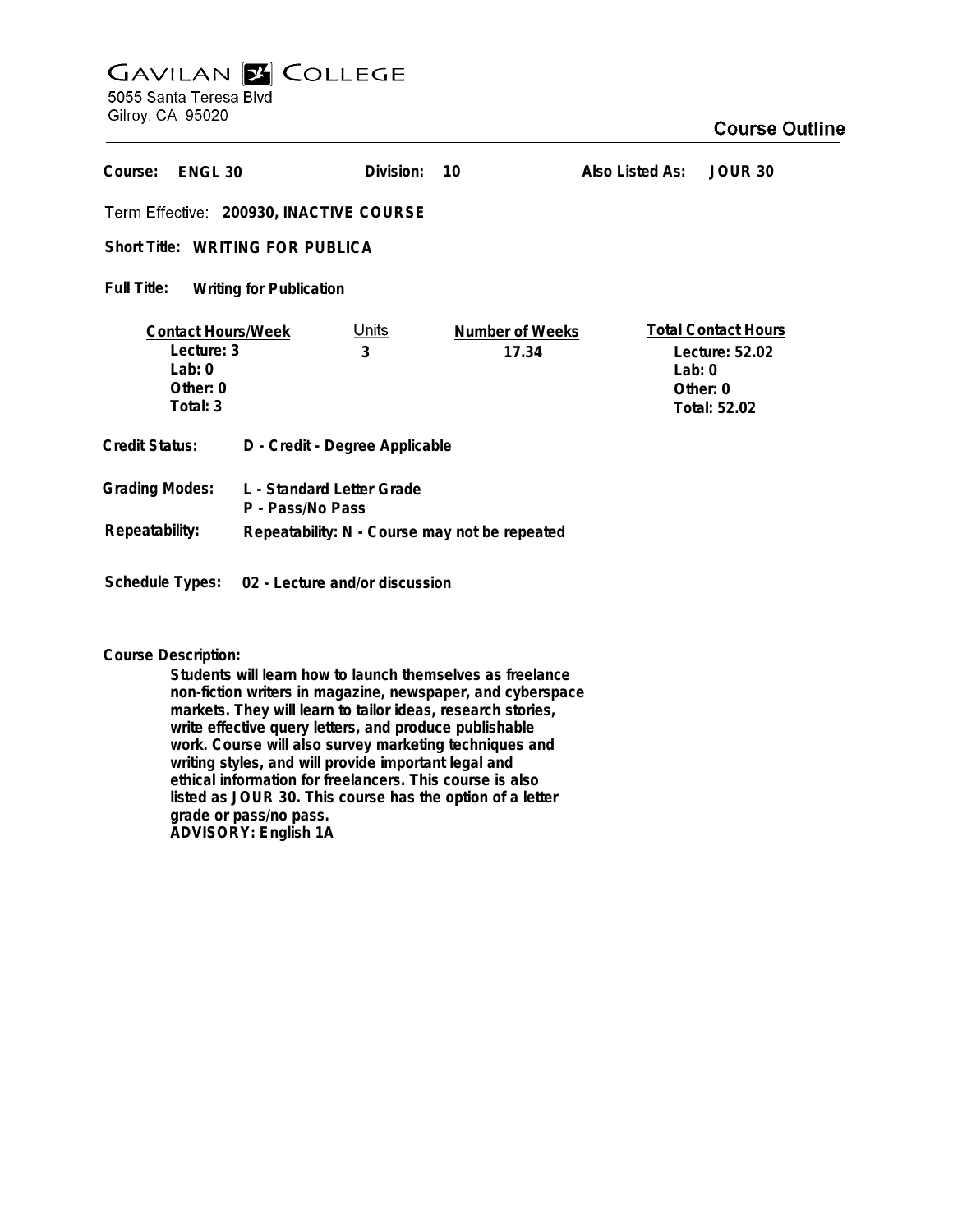# GAVILAN COLLEGE

5055 Santa Teresa Blvd
Gilroy, CA 95020

## Course Outline

**Course:** ENGL 30 **Division:** 10 **Also Listed As:** JOUR 30

**Term Effective:** 200930, INACTIVE COURSE

**Short Title:** WRITING FOR PUBLICA

**Full Title:** Writing for Publication

| Contact Hours/Week | Units | Number of Weeks | Total Contact Hours |
|---|---|---|---|
| Lecture: 3 | 3 | 17.34 | Lecture: 52.02 |
| Lab: 0 | | | Lab: 0 |
| Other: 0 | | | Other: 0 |
| Total: 3 | | | Total: 52.02 |

**Credit Status:** D - Credit - Degree Applicable

**Grading Modes:** L - Standard Letter Grade
P - Pass/No Pass

**Repeatability:** Repeatability: N - Course may not be repeated

**Schedule Types:** 02 - Lecture and/or discussion

**Course Description:**

Students will learn how to launch themselves as freelance non-fiction writers in magazine, newspaper, and cyberspace markets. They will learn to tailor ideas, research stories, write effective query letters, and produce publishable work. Course will also survey marketing techniques and writing styles, and will provide important legal and ethical information for freelancers. This course is also listed as JOUR 30. This course has the option of a letter grade or pass/no pass.
ADVISORY: English 1A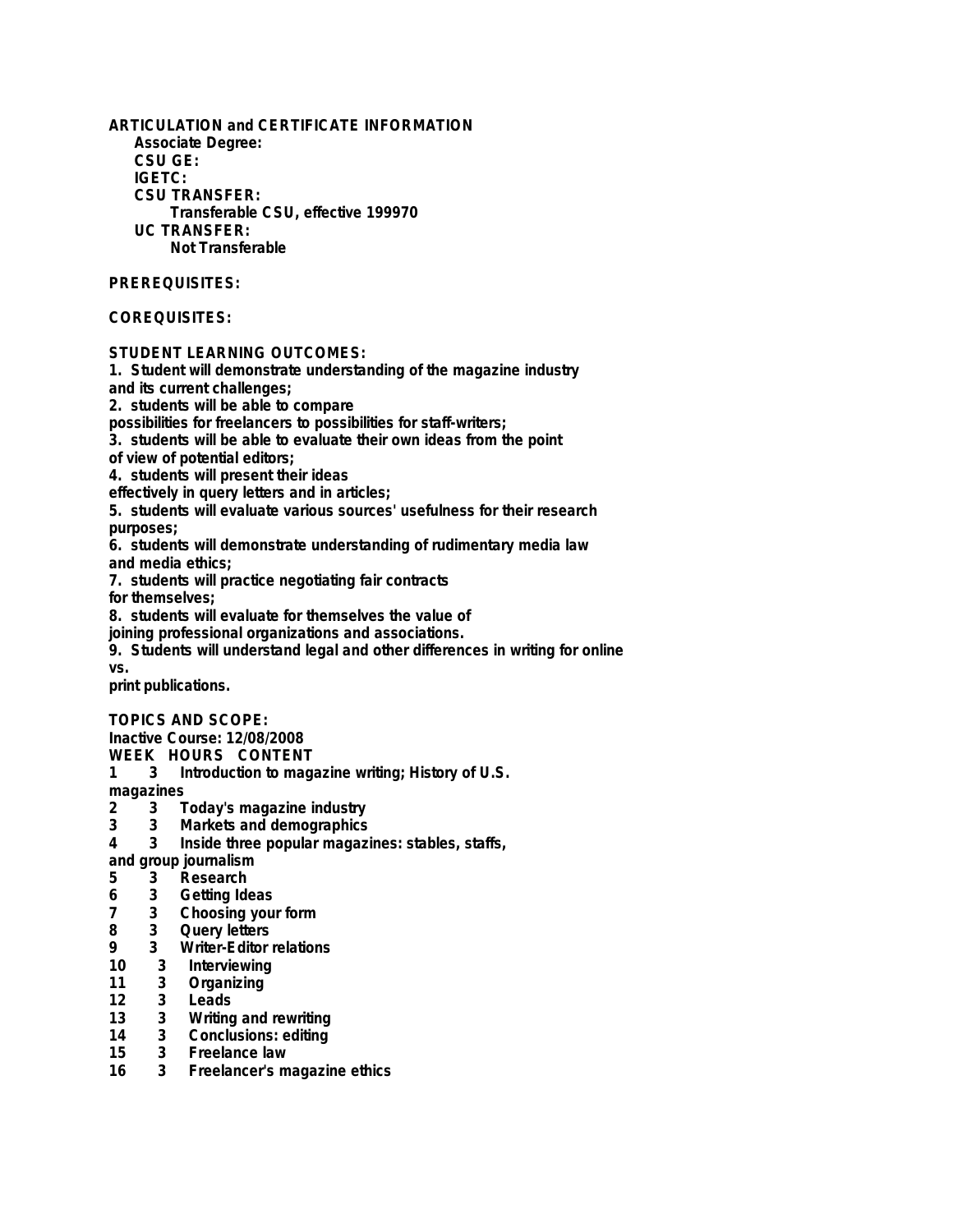**ARTICULATION and CERTIFICATE INFORMATION**

**Associate Degree:**

**CSU GE:**

**IGETC:**

**CSU TRANSFER:**

Transferable CSU, effective 199970

**UC TRANSFER:**

Not Transferable

**PREREQUISITES:**

**COREQUISITES:**

**STUDENT LEARNING OUTCOMES:**

1. Student will demonstrate understanding of the magazine industry and its current challenges;
2. students will be able to compare possibilities for freelancers to possibilities for staff-writers;
3. students will be able to evaluate their own ideas from the point of view of potential editors;
4. students will present their ideas effectively in query letters and in articles;
5. students will evaluate various sources' usefulness for their research purposes;
6. students will demonstrate understanding of rudimentary media law and media ethics;
7. students will practice negotiating fair contracts for themselves;
8. students will evaluate for themselves the value of joining professional organizations and associations.
9. Students will understand legal and other differences in writing for online vs. print publications.

**TOPICS AND SCOPE:**

Inactive Course: 12/08/2008

| WEEK | HOURS | CONTENT |
|---|---|---|
| 1 | 3 | Introduction to magazine writing; History of U.S. magazines |
| 2 | 3 | Today's magazine industry |
| 3 | 3 | Markets and demographics |
| 4 | 3 | Inside three popular magazines: stables, staffs, and group journalism |
| 5 | 3 | Research |
| 6 | 3 | Getting Ideas |
| 7 | 3 | Choosing your form |
| 8 | 3 | Query letters |
| 9 | 3 | Writer-Editor relations |
| 10 | 3 | Interviewing |
| 11 | 3 | Organizing |
| 12 | 3 | Leads |
| 13 | 3 | Writing and rewriting |
| 14 | 3 | Conclusions: editing |
| 15 | 3 | Freelance law |
| 16 | 3 | Freelancer's magazine ethics |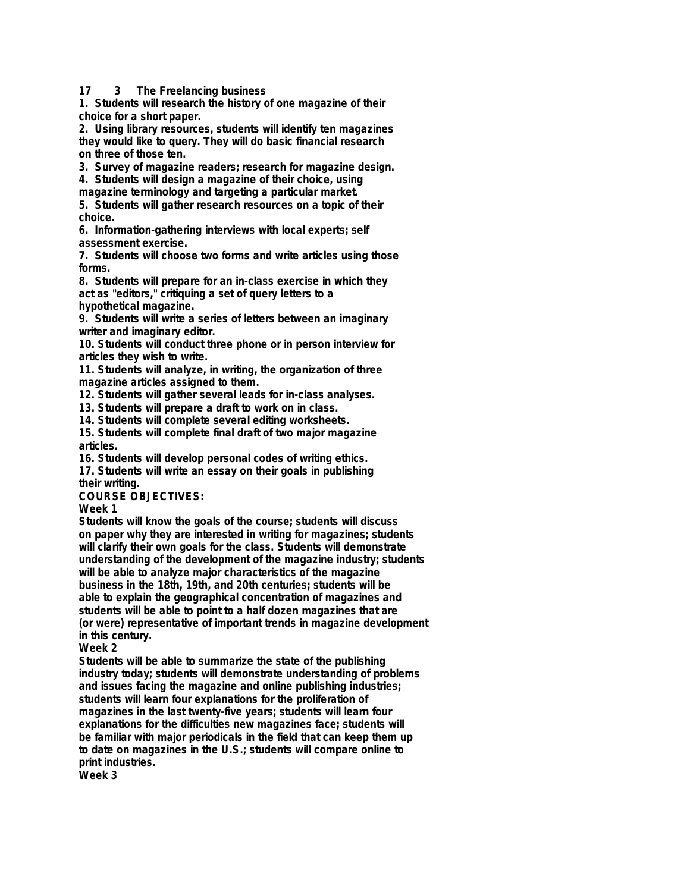**17 3 The Freelancing business**

**1. Students will research the history of one magazine of their choice for a short paper.**
**2. Using library resources, students will identify ten magazines they would like to query. They will do basic financial research on three of those ten.**
**3. Survey of magazine readers; research for magazine design.**
**4. Students will design a magazine of their choice, using magazine terminology and targeting a particular market.**
**5. Students will gather research resources on a topic of their choice.**
**6. Information-gathering interviews with local experts; self assessment exercise.**
**7. Students will choose two forms and write articles using those forms.**
**8. Students will prepare for an in-class exercise in which they act as "editors," critiquing a set of query letters to a hypothetical magazine.**
**9. Students will write a series of letters between an imaginary writer and imaginary editor.**
**10. Students will conduct three phone or in person interview for articles they wish to write.**
**11. Students will analyze, in writing, the organization of three magazine articles assigned to them.**
**12. Students will gather several leads for in-class analyses.**
**13. Students will prepare a draft to work on in class.**
**14. Students will complete several editing worksheets.**
**15. Students will complete final draft of two major magazine articles.**
**16. Students will develop personal codes of writing ethics.**
**17. Students will write an essay on their goals in publishing their writing.**

**COURSE OBJECTIVES:**

**Week 1**

**Students will know the goals of the course; students will discuss on paper why they are interested in writing for magazines; students will clarify their own goals for the class. Students will demonstrate understanding of the development of the magazine industry; students will be able to analyze major characteristics of the magazine business in the 18th, 19th, and 20th centuries; students will be able to explain the geographical concentration of magazines and students will be able to point to a half dozen magazines that are (or were) representative of important trends in magazine development in this century.**

**Week 2**

**Students will be able to summarize the state of the publishing industry today; students will demonstrate understanding of problems and issues facing the magazine and online publishing industries; students will learn four explanations for the proliferation of magazines in the last twenty-five years; students will learn four explanations for the difficulties new magazines face; students will be familiar with major periodicals in the field that can keep them up to date on magazines in the U.S.; students will compare online to print industries.**

**Week 3**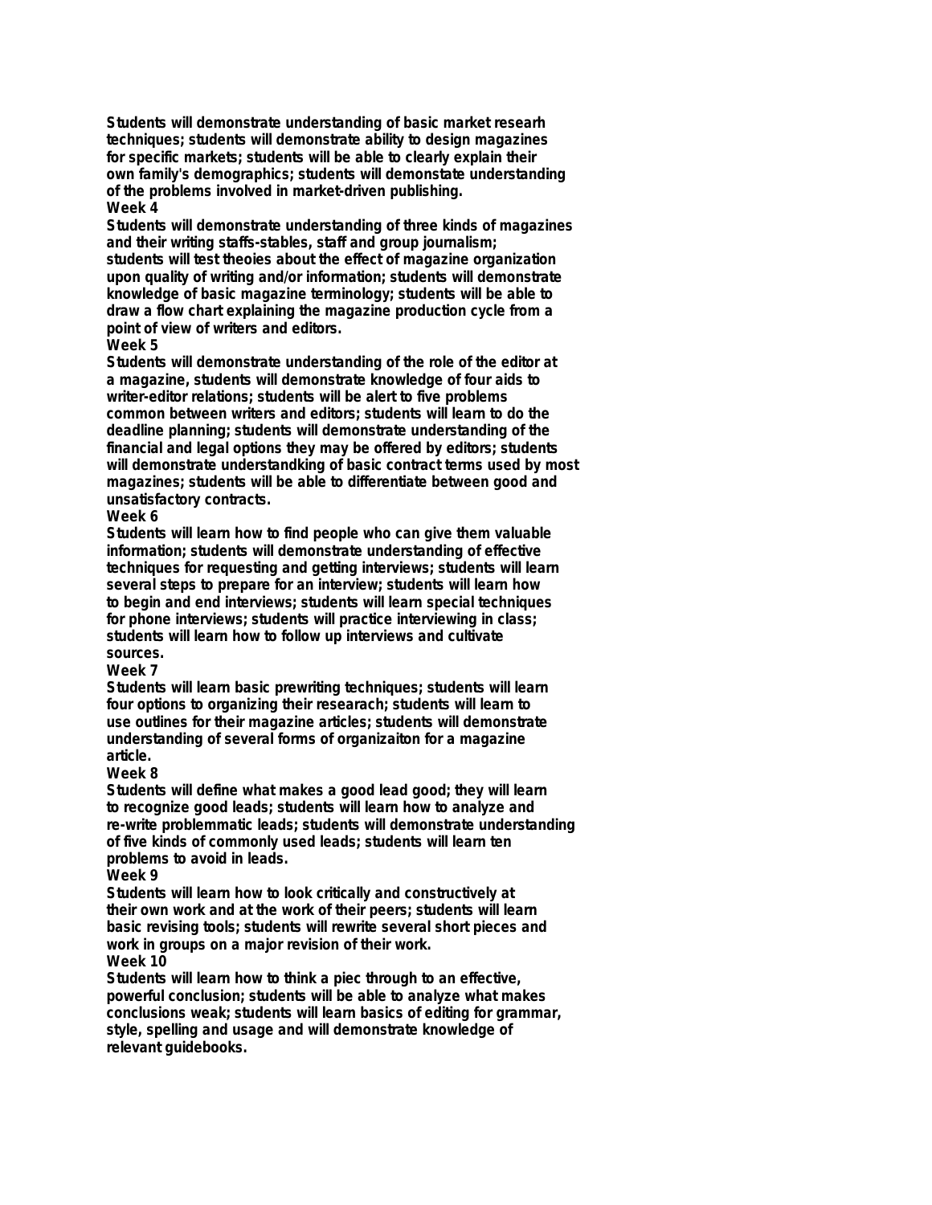Students will demonstrate understanding of basic market researh techniques; students will demonstrate ability to design magazines for specific markets; students will be able to clearly explain their own family's demographics; students will demonstate understanding of the problems involved in market-driven publishing.

**Week 4**

Students will demonstrate understanding of three kinds of magazines and their writing staffs-stables, staff and group journalism; students will test theoies about the effect of magazine organization upon quality of writing and/or information; students will demonstrate knowledge of basic magazine terminology; students will be able to draw a flow chart explaining the magazine production cycle from a point of view of writers and editors.

**Week 5**

Students will demonstrate understanding of the role of the editor at a magazine, students will demonstrate knowledge of four aids to writer-editor relations; students will be alert to five problems common between writers and editors; students will learn to do the deadline planning; students will demonstrate understanding of the financial and legal options they may be offered by editors; students will demonstrate understandking of basic contract terms used by most magazines; students will be able to differentiate between good and unsatisfactory contracts.

**Week 6**

Students will learn how to find people who can give them valuable information; students will demonstrate understanding of effective techniques for requesting and getting interviews; students will learn several steps to prepare for an interview; students will learn how to begin and end interviews; students will learn special techniques for phone interviews; students will practice interviewing in class; students will learn how to follow up interviews and cultivate sources.

**Week 7**

Students will learn basic prewriting techniques; students will learn four options to organizing their researach; students will learn to use outlines for their magazine articles; students will demonstrate understanding of several forms of organizaiton for a magazine article.

**Week 8**

Students will define what makes a good lead good; they will learn to recognize good leads; students will learn how to analyze and re-write problemmatic leads; students will demonstrate understanding of five kinds of commonly used leads; students will learn ten problems to avoid in leads.

**Week 9**

Students will learn how to look critically and constructively at their own work and at the work of their peers; students will learn basic revising tools; students will rewrite several short pieces and work in groups on a major revision of their work.

**Week 10**

Students will learn how to think a piec through to an effective, powerful conclusion; students will be able to analyze what makes conclusions weak; students will learn basics of editing for grammar, style, spelling and usage and will demonstrate knowledge of relevant guidebooks.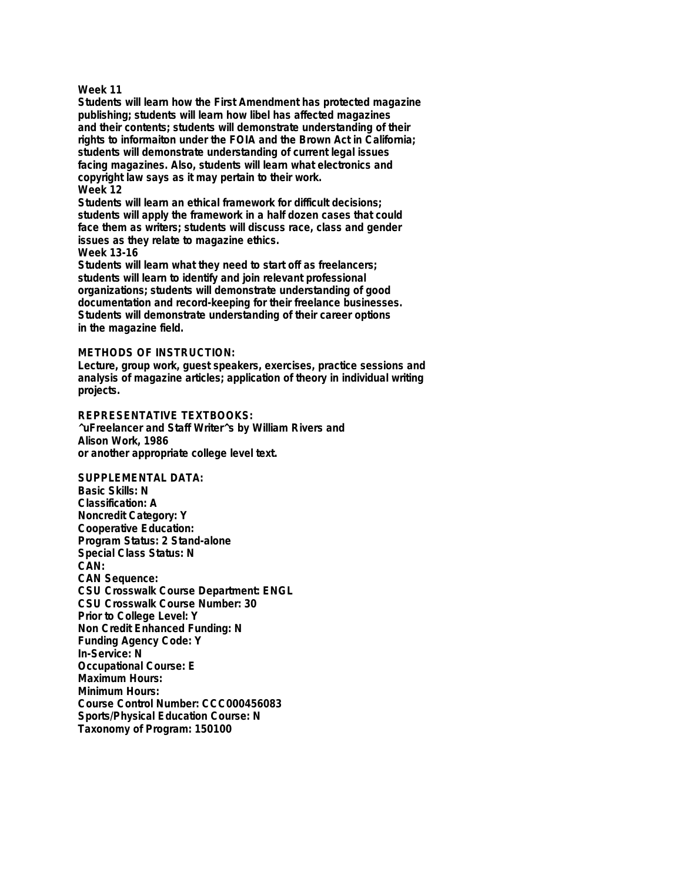Week 11
Students will learn how the First Amendment has protected magazine publishing; students will learn how libel has affected magazines and their contents; students will demonstrate understanding of their rights to informaiton under the FOIA and the Brown Act in California; students will demonstrate understanding of current legal issues facing magazines. Also, students will learn what electronics and copyright law says as it may pertain to their work.
Week 12
Students will learn an ethical framework for difficult decisions; students will apply the framework in a half dozen cases that could face them as writers; students will discuss race, class and gender issues as they relate to magazine ethics.
Week 13-16
Students will learn what they need to start off as freelancers; students will learn to identify and join relevant professional organizations; students will demonstrate understanding of good documentation and record-keeping for their freelance businesses. Students will demonstrate understanding of their career options in the magazine field.

METHODS OF INSTRUCTION:
Lecture, group work, guest speakers, exercises, practice sessions and analysis of magazine articles; application of theory in individual writing projects.

REPRESENTATIVE TEXTBOOKS:
^uFreelancer and Staff Writer^s by William Rivers and Alison Work, 1986
or another appropriate college level text.

SUPPLEMENTAL DATA:
Basic Skills: N
Classification: A
Noncredit Category: Y
Cooperative Education:
Program Status: 2 Stand-alone
Special Class Status: N
CAN:
CAN Sequence:
CSU Crosswalk Course Department: ENGL
CSU Crosswalk Course Number: 30
Prior to College Level: Y
Non Credit Enhanced Funding: N
Funding Agency Code: Y
In-Service: N
Occupational Course: E
Maximum Hours:
Minimum Hours:
Course Control Number: CCC000456083
Sports/Physical Education Course: N
Taxonomy of Program: 150100